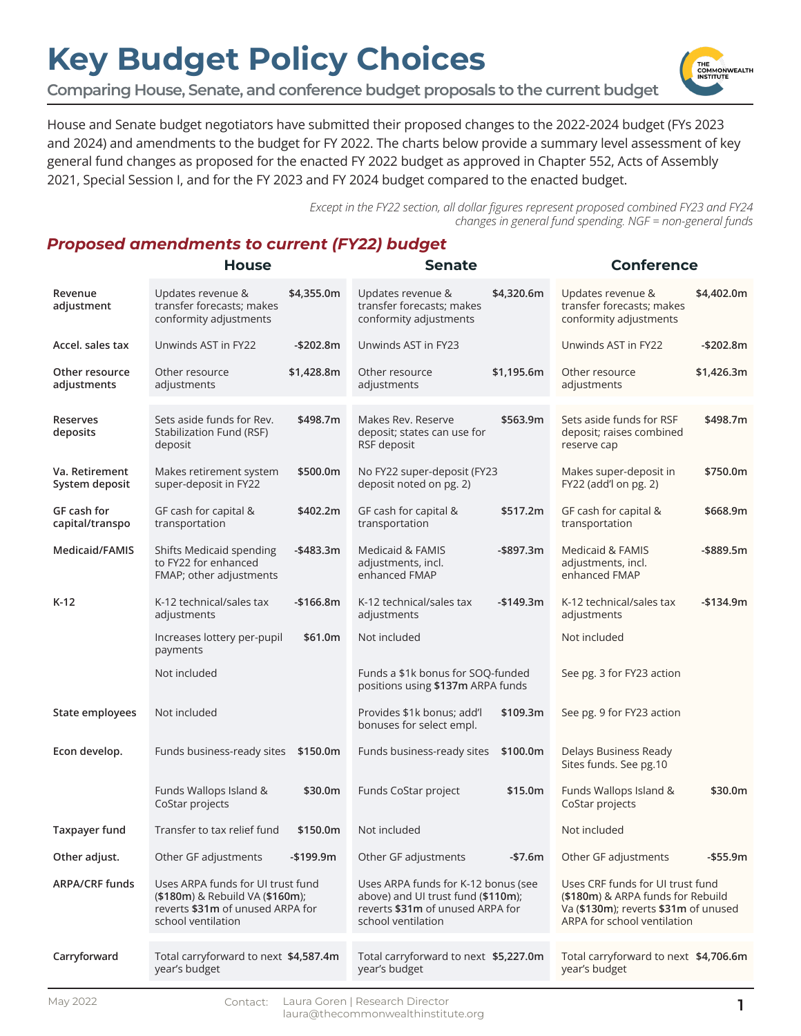# Key Budget Policy Choices

**Comparing House, Senate, and conference budget proposals to the current budget**

House and Senate budget negotiators have submitted their proposed changes to the 2022-2024 budget (FYs 2023 and 2024) and amendments to the budget for FY 2022. The charts below provide a summary level assessment of key general fund changes as proposed for the enacted FY 2022 budget as approved in Chapter 552, Acts of Assembly 2021, Special Session I, and for the FY 2023 and FY 2024 budget compared to the enacted budget.

*Except in the FY22 section, all dollar figures represent proposed combined FY23 and FY24 changes in general fund spending. NGF = non-general funds*

## Proposed amendments to current (FY22) budget

| | House | | Senate | | Conference | |
|---|---|---|---|---|---|---|
| **Revenue adjustment** | Updates revenue & transfer forecasts; makes conformity adjustments | **$4,355.0m** | Updates revenue & transfer forecasts; makes conformity adjustments | **$4,320.6m** | Updates revenue & transfer forecasts; makes conformity adjustments | **$4,402.0m** |
| **Accel. sales tax** | Unwinds AST in FY22 | **-$202.8m** | Unwinds AST in FY23 | | Unwinds AST in FY22 | **-$202.8m** |
| **Other resource adjustments** | Other resource adjustments | **$1,428.8m** | Other resource adjustments | **$1,195.6m** | Other resource adjustments | **$1,426.3m** |
| **Reserves deposits** | Sets aside funds for Rev. Stabilization Fund (RSF) deposit | **$498.7m** | Makes Rev. Reserve deposit; states can use for RSF deposit | **$563.9m** | Sets aside funds for RSF deposit; raises combined reserve cap | **$498.7m** |
| **Va. Retirement System deposit** | Makes retirement system super-deposit in FY22 | **$500.0m** | No FY22 super-deposit (FY23 deposit noted on pg. 2) | | Makes super-deposit in FY22 (add'l on pg. 2) | **$750.0m** |
| **GF cash for capital/transpo** | GF cash for capital & transportation | **$402.2m** | GF cash for capital & transportation | **$517.2m** | GF cash for capital & transportation | **$668.9m** |
| **Medicaid/FAMIS** | Shifts Medicaid spending to FY22 for enhanced FMAP; other adjustments | **-$483.3m** | Medicaid & FAMIS adjustments, incl. enhanced FMAP | **-$897.3m** | Medicaid & FAMIS adjustments, incl. enhanced FMAP | **-$889.5m** |
| **K-12** | K-12 technical/sales tax adjustments | **-$166.8m** | K-12 technical/sales tax adjustments | **-$149.3m** | K-12 technical/sales tax adjustments | **-$134.9m** |
| | Increases lottery per-pupil payments | **$61.0m** | Not included | | Not included | |
| | Not included | | Funds a $1k bonus for SOQ-funded positions using **$137m** ARPA funds | | See pg. 3 for FY23 action | |
| **State employees** | Not included | | Provides $1k bonus; add'l bonuses for select empl. | **$109.3m** | See pg. 9 for FY23 action | |
| **Econ develop.** | Funds business-ready sites | **$150.0m** | Funds business-ready sites | **$100.0m** | Delays Business Ready Sites funds. See pg.10 | |
| | Funds Wallops Island & CoStar projects | **$30.0m** | Funds CoStar project | **$15.0m** | Funds Wallops Island & CoStar projects | **$30.0m** |
| **Taxpayer fund** | Transfer to tax relief fund | **$150.0m** | Not included | | Not included | |
| **Other adjust.** | Other GF adjustments | **-$199.9m** | Other GF adjustments | **-$7.6m** | Other GF adjustments | **-$55.9m** |
| **ARPA/CRF funds** | Uses ARPA funds for UI trust fund (**$180m**) & Rebuild VA (**$160m**); reverts **$31m** of unused ARPA for school ventilation | | Uses ARPA funds for K-12 bonus (see above) and UI trust fund (**$110m**); reverts **$31m** of unused ARPA for school ventilation | | Uses CRF funds for UI trust fund (**$180m**) & ARPA funds for Rebuild Va (**$130m**); reverts **$31m** of unused ARPA for school ventilation | |
| **Carryforward** | Total carryforward to next year's budget | **$4,587.4m** | Total carryforward to next year's budget | **$5,227.0m** | Total carryforward to next year's budget | **$4,706.6m** |

May 2022 — Contact: Laura Goren | Research Director, laura@thecommonwealthinstitute.org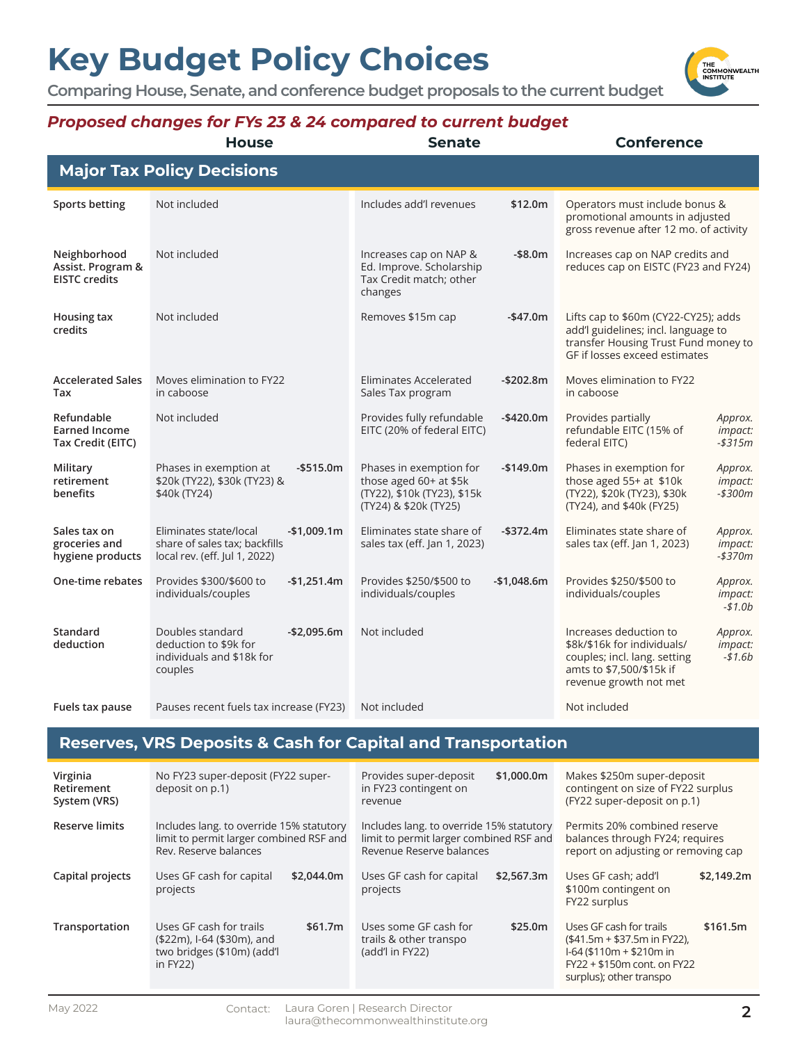# Key Budget Policy Choices

Comparing House, Senate, and conference budget proposals to the current budget

## *Proposed changes for FYs 23 & 24 compared to current budget*

### Major Tax Policy Decisions

| | House | | Senate | | Conference | |
|---|---|---|---|---|---|---|
| Sports betting | Not included | | Includes add'l revenues | $12.0m | Operators must include bonus & promotional amounts in adjusted gross revenue after 12 mo. of activity | |
| Neighborhood Assist. Program & EISTC credits | Not included | | Increases cap on NAP & Ed. Improve. Scholarship Tax Credit match; other changes | -$8.0m | Increases cap on NAP credits and reduces cap on EISTC (FY23 and FY24) | |
| Housing tax credits | Not included | | Removes $15m cap | -$47.0m | Lifts cap to $60m (CY22-CY25); adds add'l guidelines; incl. language to transfer Housing Trust Fund money to GF if losses exceed estimates | |
| Accelerated Sales Tax | Moves elimination to FY22 in caboose | | Eliminates Accelerated Sales Tax program | -$202.8m | Moves elimination to FY22 in caboose | |
| Refundable Earned Income Tax Credit (EITC) | Not included | | Provides fully refundable EITC (20% of federal EITC) | -$420.0m | Provides partially refundable EITC (15% of federal EITC) | *Approx. impact: -$315m* |
| Military retirement benefits | Phases in exemption at $20k (TY22), $30k (TY23) & $40k (TY24) | -$515.0m | Phases in exemption for those aged 60+ at $5k (TY22), $10k (TY23), $15k (TY24) & $20k (TY25) | -$149.0m | Phases in exemption for those aged 55+ at $10k (TY22), $20k (TY23), $30k (TY24), and $40k (FY25) | *Approx. impact: -$300m* |
| Sales tax on groceries and hygiene products | Eliminates state/local share of sales tax; backfills local rev. (eff. Jul 1, 2022) | -$1,009.1m | Eliminates state share of sales tax (eff. Jan 1, 2023) | -$372.4m | Eliminates state share of sales tax (eff. Jan 1, 2023) | *Approx. impact: -$370m* |
| One-time rebates | Provides $300/$600 to individuals/couples | -$1,251.4m | Provides $250/$500 to individuals/couples | -$1,048.6m | Provides $250/$500 to individuals/couples | *Approx. impact: -$1.0b* |
| Standard deduction | Doubles standard deduction to $9k for individuals and $18k for couples | -$2,095.6m | Not included | | Increases deduction to $8k/$16k for individuals/ couples; incl. lang. setting amts to $7,500/$15k if revenue growth not met | *Approx. impact: -$1.6b* |
| Fuels tax pause | Pauses recent fuels tax increase (FY23) | | Not included | | Not included | |

### Reserves, VRS Deposits & Cash for Capital and Transportation

| | House | | Senate | | Conference | |
|---|---|---|---|---|---|---|
| Virginia Retirement System (VRS) | No FY23 super-deposit (FY22 super-deposit on p.1) | | Provides super-deposit in FY23 contingent on revenue | $1,000.0m | Makes $250m super-deposit contingent on size of FY22 surplus (FY22 super-deposit on p.1) | |
| Reserve limits | Includes lang. to override 15% statutory limit to permit larger combined RSF and Rev. Reserve balances | | Includes lang. to override 15% statutory limit to permit larger combined RSF and Revenue Reserve balances | | Permits 20% combined reserve balances through FY24; requires report on adjusting or removing cap | |
| Capital projects | Uses GF cash for capital projects | $2,044.0m | Uses GF cash for capital projects | $2,567.3m | Uses GF cash; add'l $100m contingent on FY22 surplus | $2,149.2m |
| Transportation | Uses GF cash for trails ($22m), I-64 ($30m), and two bridges ($10m) (add'l in FY22) | $61.7m | Uses some GF cash for trails & other transpo (add'l in FY22) | $25.0m | Uses GF cash for trails ($41.5m + $37.5m in FY22), I-64 ($110m + $210m in FY22 + $150m cont. on FY22 surplus); other transpo | $161.5m |

May 2022 Contact: Laura Goren | Research Director laura@thecommonwealthinstitute.org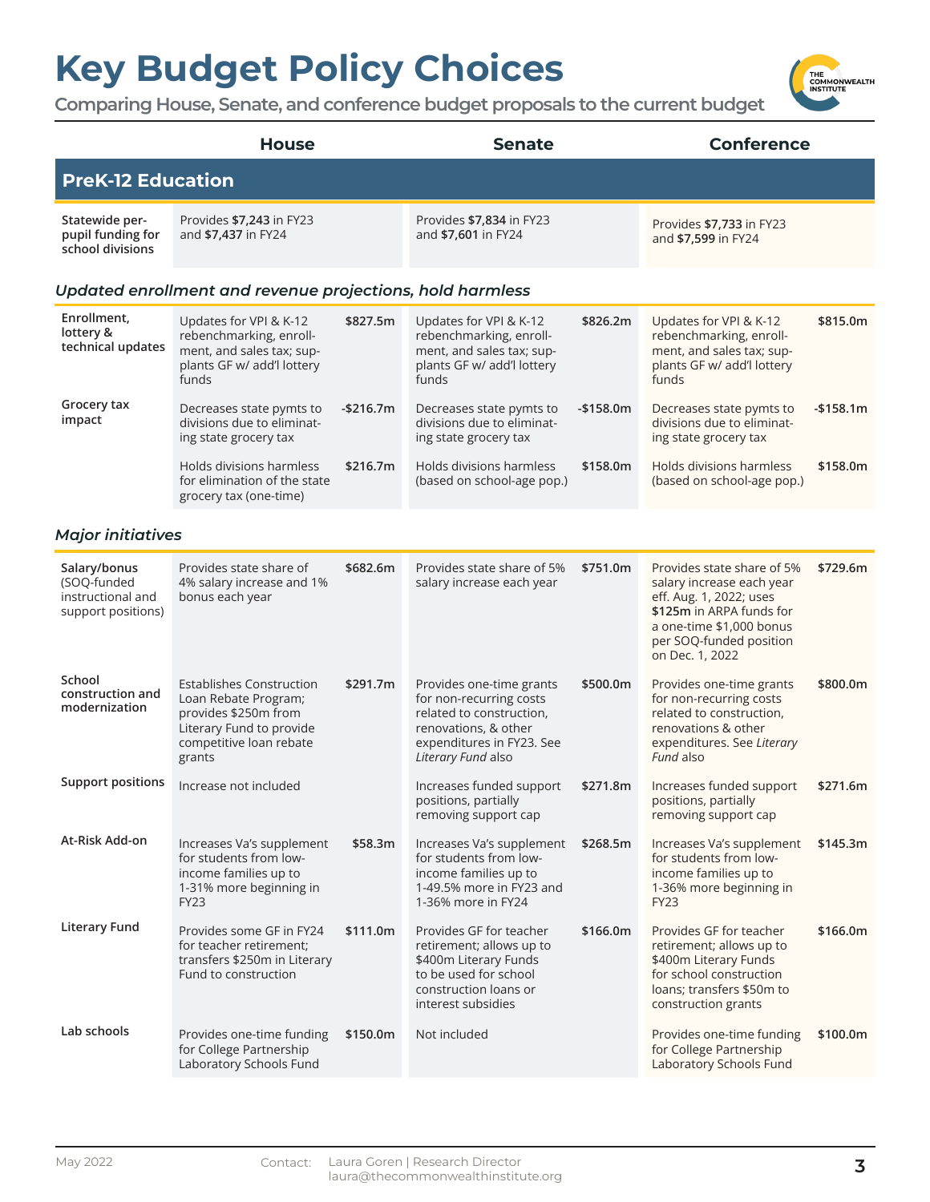# Key Budget Policy Choices

**Comparing House, Senate, and conference budget proposals to the current budget**

## PreK-12 Education

| | House | | Senate | | Conference | |
|---|---|---|---|---|---|---|
| **Statewide per-pupil funding for school divisions** | Provides **$7,243** in FY23 and **$7,437** in FY24 | | Provides **$7,834** in FY23 and **$7,601** in FY24 | | Provides **$7,733** in FY23 and **$7,599** in FY24 | |
| ***Updated enrollment and revenue projections, hold harmless*** | | | | | | |
| **Enrollment, lottery & technical updates** | Updates for VPI & K-12 rebenchmarking, enrollment, and sales tax; supplants GF w/ add'l lottery funds | **$827.5m** | Updates for VPI & K-12 rebenchmarking, enrollment, and sales tax; supplants GF w/ add'l lottery funds | **$826.2m** | Updates for VPI & K-12 rebenchmarking, enrollment, and sales tax; supplants GF w/ add'l lottery funds | **$815.0m** |
| **Grocery tax impact** | Decreases state pymts to divisions due to eliminating state grocery tax | **-$216.7m** | Decreases state pymts to divisions due to eliminating state grocery tax | **-$158.0m** | Decreases state pymts to divisions due to eliminating state grocery tax | **-$158.1m** |
| | Holds divisions harmless for elimination of the state grocery tax (one-time) | **$216.7m** | Holds divisions harmless (based on school-age pop.) | **$158.0m** | Holds divisions harmless (based on school-age pop.) | **$158.0m** |
| ***Major initiatives*** | | | | | | |
| **Salary/bonus** (SOQ-funded instructional and support positions) | Provides state share of 4% salary increase and 1% bonus each year | **$682.6m** | Provides state share of 5% salary increase each year | **$751.0m** | Provides state share of 5% salary increase each year eff. Aug. 1, 2022; uses **$125m** in ARPA funds for a one-time $1,000 bonus per SOQ-funded position on Dec. 1, 2022 | **$729.6m** |
| **School construction and modernization** | Establishes Construction Loan Rebate Program; provides $250m from Literary Fund to provide competitive loan rebate grants | **$291.7m** | Provides one-time grants for non-recurring costs related to construction, renovations, & other expenditures in FY23. See *Literary Fund* also | **$500.0m** | Provides one-time grants for non-recurring costs related to construction, renovations & other expenditures. See *Literary Fund* also | **$800.0m** |
| **Support positions** | Increase not included | | Increases funded support positions, partially removing support cap | **$271.8m** | Increases funded support positions, partially removing support cap | **$271.6m** |
| **At-Risk Add-on** | Increases Va's supplement for students from low-income families up to 1-31% more beginning in FY23 | **$58.3m** | Increases Va's supplement for students from low-income families up to 1-49.5% more in FY23 and 1-36% more in FY24 | **$268.5m** | Increases Va's supplement for students from low-income families up to 1-36% more beginning in FY23 | **$145.3m** |
| **Literary Fund** | Provides some GF in FY24 for teacher retirement; transfers $250m in Literary Fund to construction | **$111.0m** | Provides GF for teacher retirement; allows up to $400m Literary Funds to be used for school construction loans or interest subsidies | **$166.0m** | Provides GF for teacher retirement; allows up to $400m Literary Funds for school construction loans; transfers $50m to construction grants | **$166.0m** |
| **Lab schools** | Provides one-time funding for College Partnership Laboratory Schools Fund | **$150.0m** | Not included | | Provides one-time funding for College Partnership Laboratory Schools Fund | **$100.0m** |

May 2022

Contact: Laura Goren | Research Director
laura@thecommonwealthinstitute.org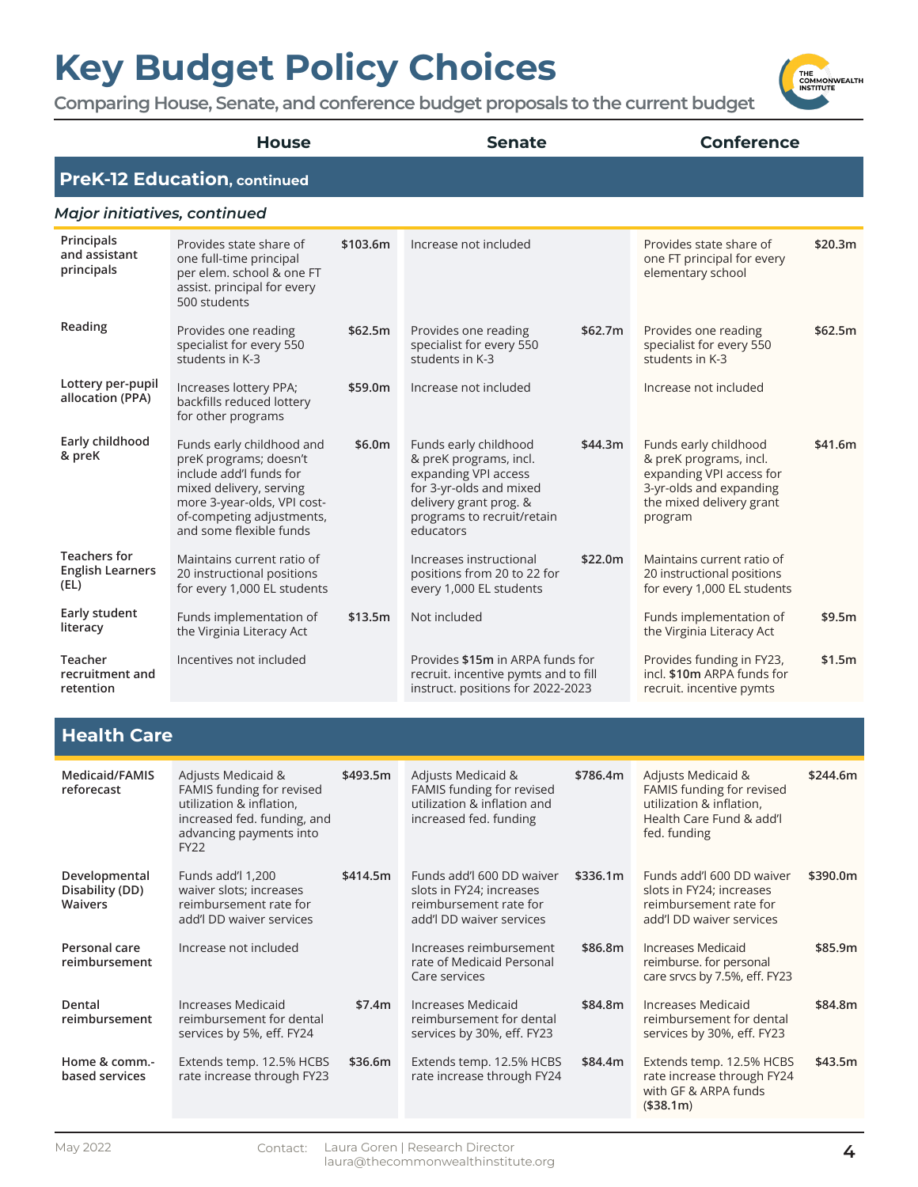# Key Budget Policy Choices

**Comparing House, Senate, and conference budget proposals to the current budget**

## PreK-12 Education, continued

### *Major initiatives, continued*

| | House | | Senate | | Conference | |
|---|---|---|---|---|---|---|
| **Principals and assistant principals** | Provides state share of one full-time principal per elem. school & one FT assist. principal for every 500 students | **$103.6m** | Increase not included | | Provides state share of one FT principal for every elementary school | **$20.3m** |
| **Reading** | Provides one reading specialist for every 550 students in K-3 | **$62.5m** | Provides one reading specialist for every 550 students in K-3 | **$62.7m** | Provides one reading specialist for every 550 students in K-3 | **$62.5m** |
| **Lottery per-pupil allocation (PPA)** | Increases lottery PPA; backfills reduced lottery for other programs | **$59.0m** | Increase not included | | Increase not included | |
| **Early childhood & preK** | Funds early childhood and preK programs; doesn't include add'l funds for mixed delivery, serving more 3-year-olds, VPI cost-of-competing adjustments, and some flexible funds | **$6.0m** | Funds early childhood & preK programs, incl. expanding VPI access for 3-yr-olds and mixed delivery grant prog. & programs to recruit/retain educators | **$44.3m** | Funds early childhood & preK programs, incl. expanding VPI access for 3-yr-olds and expanding the mixed delivery grant program | **$41.6m** |
| **Teachers for English Learners (EL)** | Maintains current ratio of 20 instructional positions for every 1,000 EL students | | Increases instructional positions from 20 to 22 for every 1,000 EL students | **$22.0m** | Maintains current ratio of 20 instructional positions for every 1,000 EL students | |
| **Early student literacy** | Funds implementation of the Virginia Literacy Act | **$13.5m** | Not included | | Funds implementation of the Virginia Literacy Act | **$9.5m** |
| **Teacher recruitment and retention** | Incentives not included | | Provides **$15m** in ARPA funds for recruit. incentive pymts and to fill instruct. positions for 2022-2023 | | Provides funding in FY23, incl. **$10m** ARPA funds for recruit. incentive pymts | **$1.5m** |

## Health Care

| | House | | Senate | | Conference | |
|---|---|---|---|---|---|---|
| **Medicaid/FAMIS reforecast** | Adjusts Medicaid & FAMIS funding for revised utilization & inflation, increased fed. funding, and advancing payments into FY22 | **$493.5m** | Adjusts Medicaid & FAMIS funding for revised utilization & inflation and increased fed. funding | **$786.4m** | Adjusts Medicaid & FAMIS funding for revised utilization & inflation, Health Care Fund & add'l fed. funding | **$244.6m** |
| **Developmental Disability (DD) Waivers** | Funds add'l 1,200 waiver slots; increases reimbursement rate for add'l DD waiver services | **$414.5m** | Funds add'l 600 DD waiver slots in FY24; increases reimbursement rate for add'l DD waiver services | **$336.1m** | Funds add'l 600 DD waiver slots in FY24; increases reimbursement rate for add'l DD waiver services | **$390.0m** |
| **Personal care reimbursement** | Increase not included | | Increases reimbursement rate of Medicaid Personal Care services | **$86.8m** | Increases Medicaid reimburse. for personal care srvcs by 7.5%, eff. FY23 | **$85.9m** |
| **Dental reimbursement** | Increases Medicaid reimbursement for dental services by 5%, eff. FY24 | **$7.4m** | Increases Medicaid reimbursement for dental services by 30%, eff. FY23 | **$84.8m** | Increases Medicaid reimbursement for dental services by 30%, eff. FY23 | **$84.8m** |
| **Home & comm.-based services** | Extends temp. 12.5% HCBS rate increase through FY23 | **$36.6m** | Extends temp. 12.5% HCBS rate increase through FY24 | **$84.4m** | Extends temp. 12.5% HCBS rate increase through FY24 with GF & ARPA funds (**$38.1m**) | **$43.5m** |

May 2022 Contact: Laura Goren | Research Director laura@thecommonwealthinstitute.org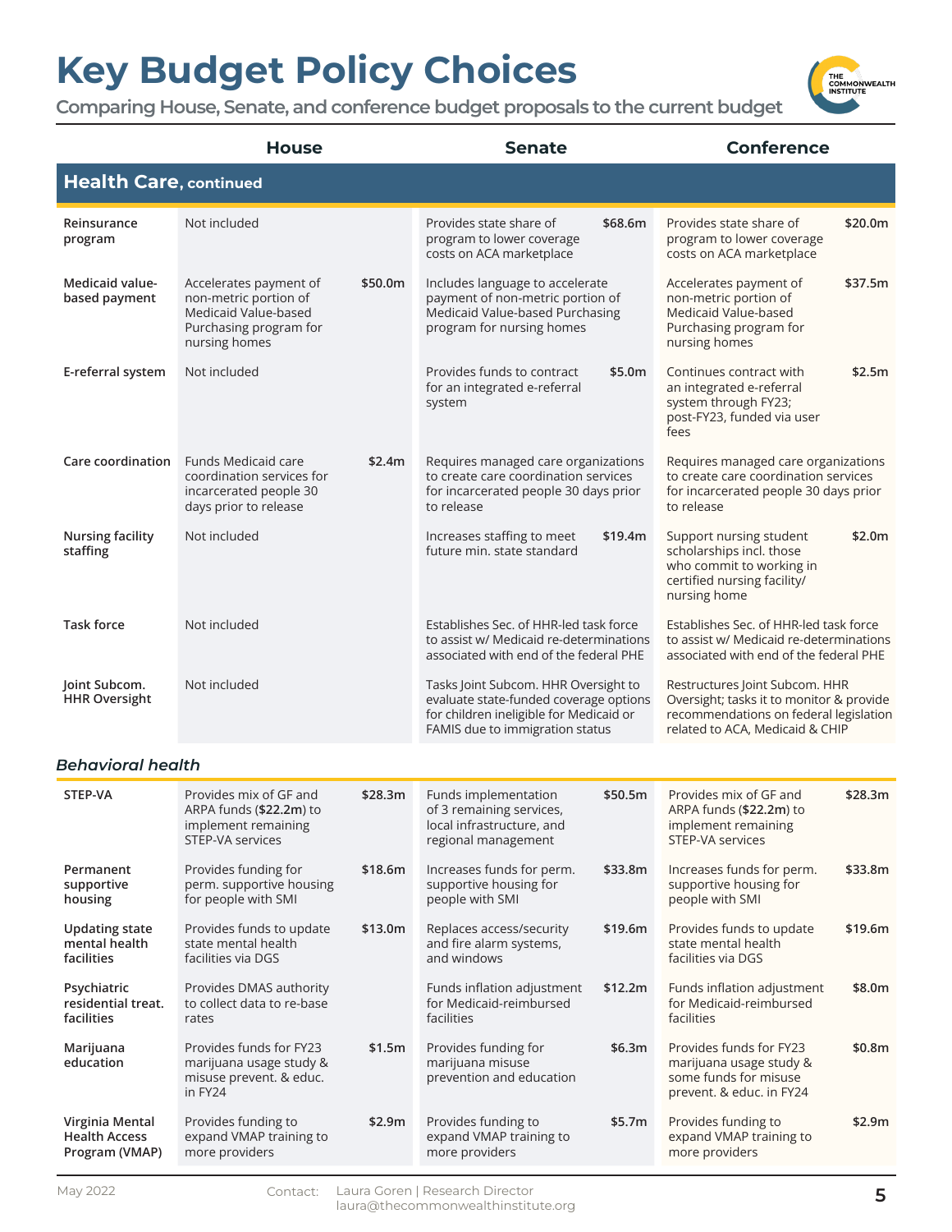# Key Budget Policy Choices

**Comparing House, Senate, and conference budget proposals to the current budget**

| | House | | Senate | | Conference | |
|---|---|---|---|---|---|---|
| **Health Care, continued** | | | | | | |
| Reinsurance program | Not included | | Provides state share of program to lower coverage costs on ACA marketplace | $68.6m | Provides state share of program to lower coverage costs on ACA marketplace | $20.0m |
| Medicaid value-based payment | Accelerates payment of non-metric portion of Medicaid Value-based Purchasing program for nursing homes | $50.0m | Includes language to accelerate payment of non-metric portion of Medicaid Value-based Purchasing program for nursing homes | | Accelerates payment of non-metric portion of Medicaid Value-based Purchasing program for nursing homes | $37.5m |
| E-referral system | Not included | | Provides funds to contract for an integrated e-referral system | $5.0m | Continues contract with an integrated e-referral system through FY23; post-FY23, funded via user fees | $2.5m |
| Care coordination | Funds Medicaid care coordination services for incarcerated people 30 days prior to release | $2.4m | Requires managed care organizations to create care coordination services for incarcerated people 30 days prior to release | | Requires managed care organizations to create care coordination services for incarcerated people 30 days prior to release | |
| Nursing facility staffing | Not included | | Increases staffing to meet future min. state standard | $19.4m | Support nursing student scholarships incl. those who commit to working in certified nursing facility/ nursing home | $2.0m |
| Task force | Not included | | Establishes Sec. of HHR-led task force to assist w/ Medicaid re-determinations associated with end of the federal PHE | | Establishes Sec. of HHR-led task force to assist w/ Medicaid re-determinations associated with end of the federal PHE | |
| Joint Subcom. HHR Oversight | Not included | | Tasks Joint Subcom. HHR Oversight to evaluate state-funded coverage options for children ineligible for Medicaid or FAMIS due to immigration status | | Restructures Joint Subcom. HHR Oversight; tasks it to monitor & provide recommendations on federal legislation related to ACA, Medicaid & CHIP | |
| ***Behavioral health*** | | | | | | |
| STEP-VA | Provides mix of GF and ARPA funds (**$22.2m**) to implement remaining STEP-VA services | $28.3m | Funds implementation of 3 remaining services, local infrastructure, and regional management | $50.5m | Provides mix of GF and ARPA funds (**$22.2m**) to implement remaining STEP-VA services | $28.3m |
| Permanent supportive housing | Provides funding for perm. supportive housing for people with SMI | $18.6m | Increases funds for perm. supportive housing for people with SMI | $33.8m | Increases funds for perm. supportive housing for people with SMI | $33.8m |
| Updating state mental health facilities | Provides funds to update state mental health facilities via DGS | $13.0m | Replaces access/security and fire alarm systems, and windows | $19.6m | Provides funds to update state mental health facilities via DGS | $19.6m |
| Psychiatric residential treat. facilities | Provides DMAS authority to collect data to re-base rates | | Funds inflation adjustment for Medicaid-reimbursed facilities | $12.2m | Funds inflation adjustment for Medicaid-reimbursed facilities | $8.0m |
| Marijuana education | Provides funds for FY23 marijuana usage study & misuse prevent. & educ. in FY24 | $1.5m | Provides funding for marijuana misuse prevention and education | $6.3m | Provides funds for FY23 marijuana usage study & some funds for misuse prevent. & educ. in FY24 | $0.8m |
| Virginia Mental Health Access Program (VMAP) | Provides funding to expand VMAP training to more providers | $2.9m | Provides funding to expand VMAP training to more providers | $5.7m | Provides funding to expand VMAP training to more providers | $2.9m |

May 2022 — Contact: Laura Goren | Research Director, laura@thecommonwealthinstitute.org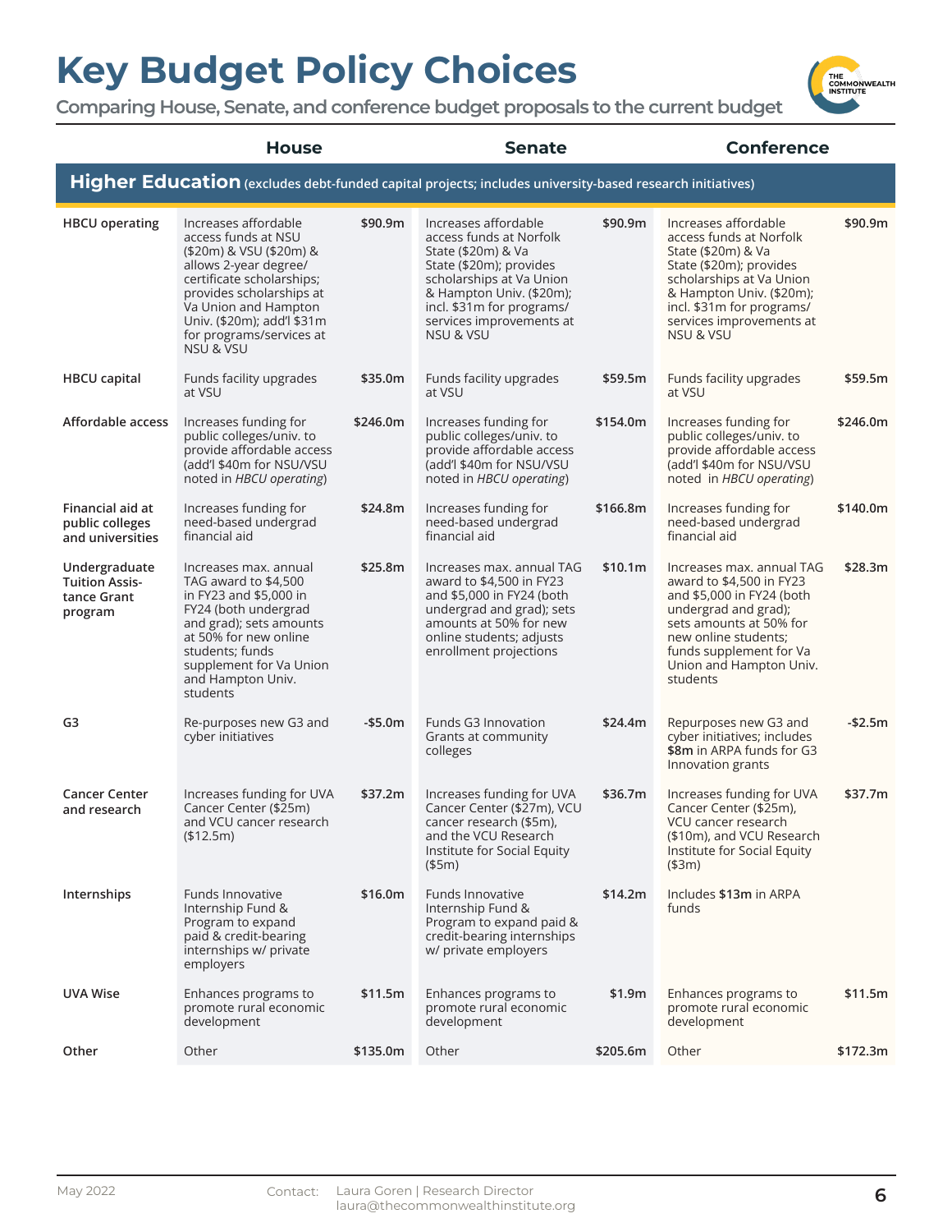# Key Budget Policy Choices

**Comparing House, Senate, and conference budget proposals to the current budget**

| | House | | Senate | | Conference | |
|---|---|---|---|---|---|---|
| **Higher Education** (excludes debt-funded capital projects; includes university-based research initiatives) | | | | | | |
| **HBCU operating** | Increases affordable access funds at NSU ($20m) & VSU ($20m) & allows 2-year degree/ certificate scholarships; provides scholarships at Va Union and Hampton Univ. ($20m); add'l $31m for programs/services at NSU & VSU | $90.9m | Increases affordable access funds at Norfolk State ($20m) & Va State ($20m); provides scholarships at Va Union & Hampton Univ. ($20m); incl. $31m for programs/ services improvements at NSU & VSU | $90.9m | Increases affordable access funds at Norfolk State ($20m) & Va State ($20m); provides scholarships at Va Union & Hampton Univ. ($20m); incl. $31m for programs/ services improvements at NSU & VSU | $90.9m |
| **HBCU capital** | Funds facility upgrades at VSU | $35.0m | Funds facility upgrades at VSU | $59.5m | Funds facility upgrades at VSU | $59.5m |
| **Affordable access** | Increases funding for public colleges/univ. to provide affordable access (add'l $40m for NSU/VSU noted in *HBCU operating*) | $246.0m | Increases funding for public colleges/univ. to provide affordable access (add'l $40m for NSU/VSU noted in *HBCU operating*) | $154.0m | Increases funding for public colleges/univ. to provide affordable access (add'l $40m for NSU/VSU noted in *HBCU operating*) | $246.0m |
| **Financial aid at public colleges and universities** | Increases funding for need-based undergrad financial aid | $24.8m | Increases funding for need-based undergrad financial aid | $166.8m | Increases funding for need-based undergrad financial aid | $140.0m |
| **Undergraduate Tuition Assistance Grant program** | Increases max. annual TAG award to $4,500 in FY23 and $5,000 in FY24 (both undergrad and grad); sets amounts at 50% for new online students; funds supplement for Va Union and Hampton Univ. students | $25.8m | Increases max. annual TAG award to $4,500 in FY23 and $5,000 in FY24 (both undergrad and grad); sets amounts at 50% for new online students; adjusts enrollment projections | $10.1m | Increases max. annual TAG award to $4,500 in FY23 and $5,000 in FY24 (both undergrad and grad); sets amounts at 50% for new online students; funds supplement for Va Union and Hampton Univ. students | $28.3m |
| **G3** | Re-purposes new G3 and cyber initiatives | -$5.0m | Funds G3 Innovation Grants at community colleges | $24.4m | Repurposes new G3 and cyber initiatives; includes **$8m** in ARPA funds for G3 Innovation grants | -$2.5m |
| **Cancer Center and research** | Increases funding for UVA Cancer Center ($25m) and VCU cancer research ($12.5m) | $37.2m | Increases funding for UVA Cancer Center ($27m), VCU cancer research ($5m), and the VCU Research Institute for Social Equity ($5m) | $36.7m | Increases funding for UVA Cancer Center ($25m), VCU cancer research ($10m), and VCU Research Institute for Social Equity ($3m) | $37.7m |
| **Internships** | Funds Innovative Internship Fund & Program to expand paid & credit-bearing internships w/ private employers | $16.0m | Funds Innovative Internship Fund & Program to expand paid & credit-bearing internships w/ private employers | $14.2m | Includes **$13m** in ARPA funds | |
| **UVA Wise** | Enhances programs to promote rural economic development | $11.5m | Enhances programs to promote rural economic development | $1.9m | Enhances programs to promote rural economic development | $11.5m |
| **Other** | Other | $135.0m | Other | $205.6m | Other | $172.3m |

May 2022 Contact: Laura Goren | Research Director laura@thecommonwealthinstitute.org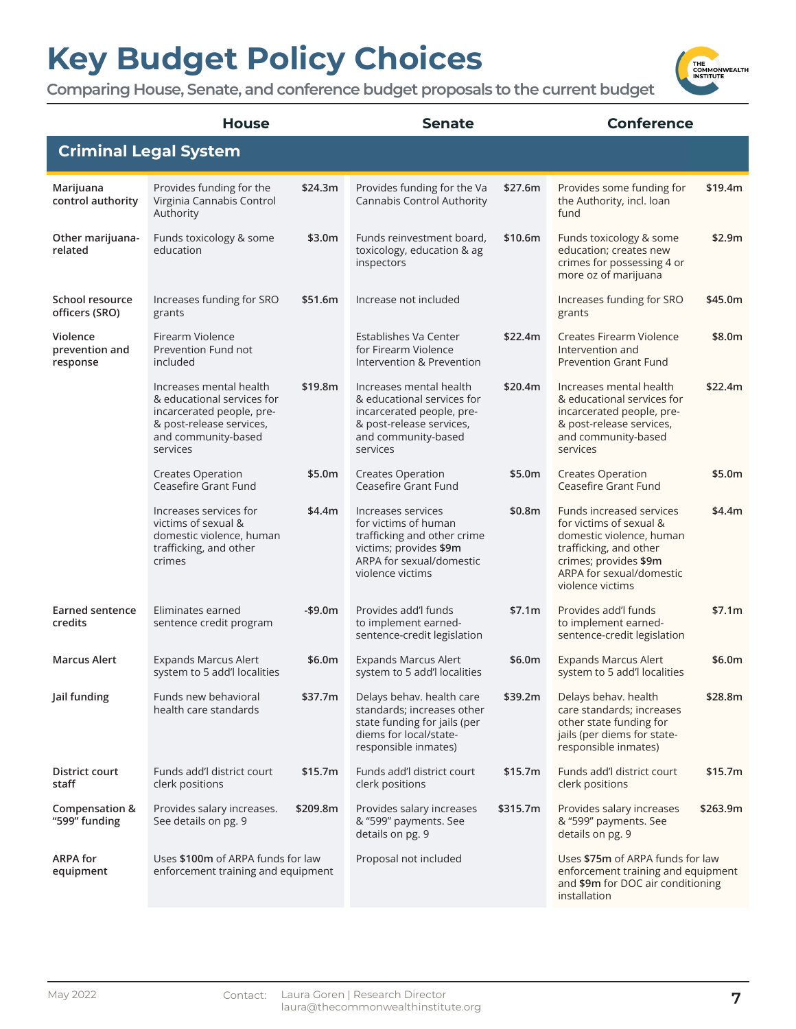# Key Budget Policy Choices

**Comparing House, Senate, and conference budget proposals to the current budget**

## Criminal Legal System

| | House | | Senate | | Conference | |
|---|---|---|---|---|---|---|
| **Marijuana control authority** | Provides funding for the Virginia Cannabis Control Authority | $24.3m | Provides funding for the Va Cannabis Control Authority | $27.6m | Provides some funding for the Authority, incl. loan fund | $19.4m |
| **Other marijuana-related** | Funds toxicology & some education | $3.0m | Funds reinvestment board, toxicology, education & ag inspectors | $10.6m | Funds toxicology & some education; creates new crimes for possessing 4 or more oz of marijuana | $2.9m |
| **School resource officers (SRO)** | Increases funding for SRO grants | $51.6m | Increase not included | | Increases funding for SRO grants | $45.0m |
| **Violence prevention and response** | Firearm Violence Prevention Fund not included | | Establishes Va Center for Firearm Violence Intervention & Prevention | $22.4m | Creates Firearm Violence Intervention and Prevention Grant Fund | $8.0m |
| | Increases mental health & educational services for incarcerated people, pre- & post-release services, and community-based services | $19.8m | Increases mental health & educational services for incarcerated people, pre- & post-release services, and community-based services | $20.4m | Increases mental health & educational services for incarcerated people, pre- & post-release services, and community-based services | $22.4m |
| | Creates Operation Ceasefire Grant Fund | $5.0m | Creates Operation Ceasefire Grant Fund | $5.0m | Creates Operation Ceasefire Grant Fund | $5.0m |
| | Increases services for victims of sexual & domestic violence, human trafficking, and other crimes | $4.4m | Increases services for victims of human trafficking and other crime victims; provides **$9m** ARPA for sexual/domestic violence victims | $0.8m | Funds increased services for victims of sexual & domestic violence, human trafficking, and other crimes; provides **$9m** ARPA for sexual/domestic violence victims | $4.4m |
| **Earned sentence credits** | Eliminates earned sentence credit program | -$9.0m | Provides add'l funds to implement earned-sentence-credit legislation | $7.1m | Provides add'l funds to implement earned-sentence-credit legislation | $7.1m |
| **Marcus Alert** | Expands Marcus Alert system to 5 add'l localities | $6.0m | Expands Marcus Alert system to 5 add'l localities | $6.0m | Expands Marcus Alert system to 5 add'l localities | $6.0m |
| **Jail funding** | Funds new behavioral health care standards | $37.7m | Delays behav. health care standards; increases other state funding for jails (per diems for local/state-responsible inmates) | $39.2m | Delays behav. health care standards; increases other state funding for jails (per diems for state-responsible inmates) | $28.8m |
| **District court staff** | Funds add'l district court clerk positions | $15.7m | Funds add'l district court clerk positions | $15.7m | Funds add'l district court clerk positions | $15.7m |
| **Compensation & "599" funding** | Provides salary increases. See details on pg. 9 | $209.8m | Provides salary increases & "599" payments. See details on pg. 9 | $315.7m | Provides salary increases & "599" payments. See details on pg. 9 | $263.9m |
| **ARPA for equipment** | Uses **$100m** of ARPA funds for law enforcement training and equipment | | Proposal not included | | Uses **$75m** of ARPA funds for law enforcement training and equipment and **$9m** for DOC air conditioning installation | |

May 2022 Contact: Laura Goren | Research Director laura@thecommonwealthinstitute.org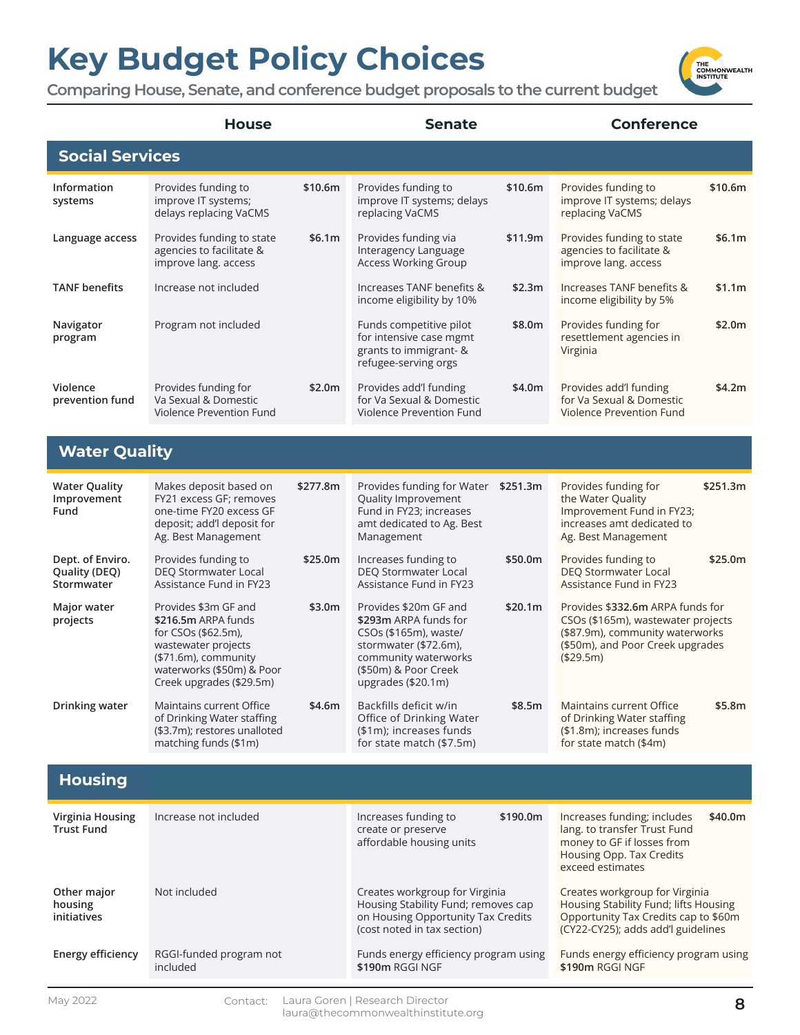# Key Budget Policy Choices

Comparing House, Senate, and conference budget proposals to the current budget

| | House | | Senate | | Conference | |
|---|---|---|---|---|---|---|
| **Social Services** | | | | | | |
| **Information systems** | Provides funding to improve IT systems; delays replacing VaCMS | $10.6m | Provides funding to improve IT systems; delays replacing VaCMS | $10.6m | Provides funding to improve IT systems; delays replacing VaCMS | $10.6m |
| **Language access** | Provides funding to state agencies to facilitate & improve lang. access | $6.1m | Provides funding via Interagency Language Access Working Group | $11.9m | Provides funding to state agencies to facilitate & improve lang. access | $6.1m |
| **TANF benefits** | Increase not included | | Increases TANF benefits & income eligibility by 10% | $2.3m | Increases TANF benefits & income eligibility by 5% | $1.1m |
| **Navigator program** | Program not included | | Funds competitive pilot for intensive case mgmt grants to immigrant- & refugee-serving orgs | $8.0m | Provides funding for resettlement agencies in Virginia | $2.0m |
| **Violence prevention fund** | Provides funding for Va Sexual & Domestic Violence Prevention Fund | $2.0m | Provides add'l funding for Va Sexual & Domestic Violence Prevention Fund | $4.0m | Provides add'l funding for Va Sexual & Domestic Violence Prevention Fund | $4.2m |
| **Water Quality** | | | | | | |
| **Water Quality Improvement Fund** | Makes deposit based on FY21 excess GF; removes one-time FY20 excess GF deposit; add'l deposit for Ag. Best Management | $277.8m | Provides funding for Water Quality Improvement Fund in FY23; increases amt dedicated to Ag. Best Management | $251.3m | Provides funding for the Water Quality Improvement Fund in FY23; increases amt dedicated to Ag. Best Management | $251.3m |
| **Dept. of Enviro. Quality (DEQ) Stormwater** | Provides funding to DEQ Stormwater Local Assistance Fund in FY23 | $25.0m | Increases funding to DEQ Stormwater Local Assistance Fund in FY23 | $50.0m | Provides funding to DEQ Stormwater Local Assistance Fund in FY23 | $25.0m |
| **Major water projects** | Provides $3m GF and **$216.5m** ARPA funds for CSOs ($62.5m), wastewater projects ($71.6m), community waterworks ($50m) & Poor Creek upgrades ($29.5m) | $3.0m | Provides $20m GF and **$293m** ARPA funds for CSOs ($165m), waste/stormwater ($72.6m), community waterworks ($50m) & Poor Creek upgrades ($20.1m) | $20.1m | Provides **$332.6m** ARPA funds for CSOs ($165m), wastewater projects ($87.9m), community waterworks ($50m), and Poor Creek upgrades ($29.5m) | |
| **Drinking water** | Maintains current Office of Drinking Water staffing ($3.7m); restores unalloted matching funds ($1m) | $4.6m | Backfills deficit w/in Office of Drinking Water ($1m); increases funds for state match ($7.5m) | $8.5m | Maintains current Office of Drinking Water staffing ($1.8m); increases funds for state match ($4m) | $5.8m |
| **Housing** | | | | | | |
| **Virginia Housing Trust Fund** | Increase not included | | Increases funding to create or preserve affordable housing units | $190.0m | Increases funding; includes lang. to transfer Trust Fund money to GF if losses from Housing Opp. Tax Credits exceed estimates | $40.0m |
| **Other major housing initiatives** | Not included | | Creates workgroup for Virginia Housing Stability Fund; removes cap on Housing Opportunity Tax Credits (cost noted in tax section) | | Creates workgroup for Virginia Housing Stability Fund; lifts Housing Opportunity Tax Credits cap to $60m (CY22-CY25); adds add'l guidelines | |
| **Energy efficiency** | RGGI-funded program not included | | Funds energy efficiency program using **$190m** RGGI NGF | | Funds energy efficiency program using **$190m** RGGI NGF | |

May 2022

Contact: Laura Goren | Research Director
laura@thecommonwealthinstitute.org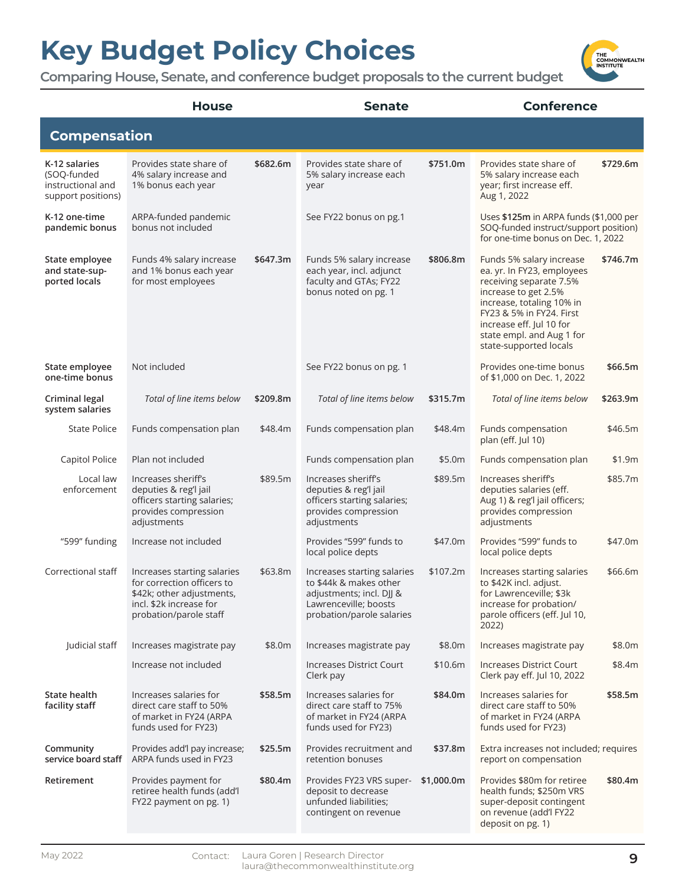# Key Budget Policy Choices

**Comparing House, Senate, and conference budget proposals to the current budget**

| | House | | Senate | | Conference | |
|---|---|---|---|---|---|---|
| **Compensation** | | | | | | |
| **K-12 salaries** (SOQ-funded instructional and support positions) | Provides state share of 4% salary increase and 1% bonus each year | **$682.6m** | Provides state share of 5% salary increase each year | **$751.0m** | Provides state share of 5% salary increase each year; first increase eff. Aug 1, 2022 | **$729.6m** |
| **K-12 one-time pandemic bonus** | ARPA-funded pandemic bonus not included | | See FY22 bonus on pg.1 | | Uses **$125m** in ARPA funds ($1,000 per SOQ-funded instruct/support position) for one-time bonus on Dec. 1, 2022 | |
| **State employee and state-supported locals** | Funds 4% salary increase and 1% bonus each year for most employees | **$647.3m** | Funds 5% salary increase each year, incl. adjunct faculty and GTAs; FY22 bonus noted on pg. 1 | **$806.8m** | Funds 5% salary increase ea. yr. In FY23, employees receiving separate 7.5% increase to get 2.5% increase, totaling 10% in FY23 & 5% in FY24. First increase eff. Jul 10 for state empl. and Aug 1 for state-supported locals | **$746.7m** |
| **State employee one-time bonus** | Not included | | See FY22 bonus on pg. 1 | | Provides one-time bonus of $1,000 on Dec. 1, 2022 | **$66.5m** |
| **Criminal legal system salaries** | *Total of line items below* | **$209.8m** | *Total of line items below* | **$315.7m** | *Total of line items below* | **$263.9m** |
| State Police | Funds compensation plan | $48.4m | Funds compensation plan | $48.4m | Funds compensation plan (eff. Jul 10) | $46.5m |
| Capitol Police | Plan not included | | Funds compensation plan | $5.0m | Funds compensation plan | $1.9m |
| Local law enforcement | Increases sheriff's deputies & reg'l jail officers starting salaries; provides compression adjustments | $89.5m | Increases sheriff's deputies & reg'l jail officers starting salaries; provides compression adjustments | $89.5m | Increases sheriff's deputies salaries (eff. Aug 1) & reg'l jail officers; provides compression adjustments | $85.7m |
| "599" funding | Increase not included | | Provides "599" funds to local police depts | $47.0m | Provides "599" funds to local police depts | $47.0m |
| Correctional staff | Increases starting salaries for correction officers to $42k; other adjustments, incl. $2k increase for probation/parole staff | $63.8m | Increases starting salaries to $44k & makes other adjustments; incl. DJJ & Lawrenceville; boosts probation/parole salaries | $107.2m | Increases starting salaries to $42K incl. adjust. for Lawrenceville; $3k increase for probation/ parole officers (eff. Jul 10, 2022) | $66.6m |
| Judicial staff | Increases magistrate pay | $8.0m | Increases magistrate pay | $8.0m | Increases magistrate pay | $8.0m |
| | Increase not included | | Increases District Court Clerk pay | $10.6m | Increases District Court Clerk pay eff. Jul 10, 2022 | $8.4m |
| **State health facility staff** | Increases salaries for direct care staff to 50% of market in FY24 (ARPA funds used for FY23) | **$58.5m** | Increases salaries for direct care staff to 75% of market in FY24 (ARPA funds used for FY23) | **$84.0m** | Increases salaries for direct care staff to 50% of market in FY24 (ARPA funds used for FY23) | **$58.5m** |
| **Community service board staff** | Provides add'l pay increase; ARPA funds used in FY23 | **$25.5m** | Provides recruitment and retention bonuses | **$37.8m** | Extra increases not included; requires report on compensation | |
| **Retirement** | Provides payment for retiree health funds (add'l FY22 payment on pg. 1) | **$80.4m** | Provides FY23 VRS super-deposit to decrease unfunded liabilities; contingent on revenue | **$1,000.0m** | Provides $80m for retiree health funds; $250m VRS super-deposit contingent on revenue (add'l FY22 deposit on pg. 1) | **$80.4m** |

May 2022 Contact: Laura Goren | Research Director laura@thecommonwealthinstitute.org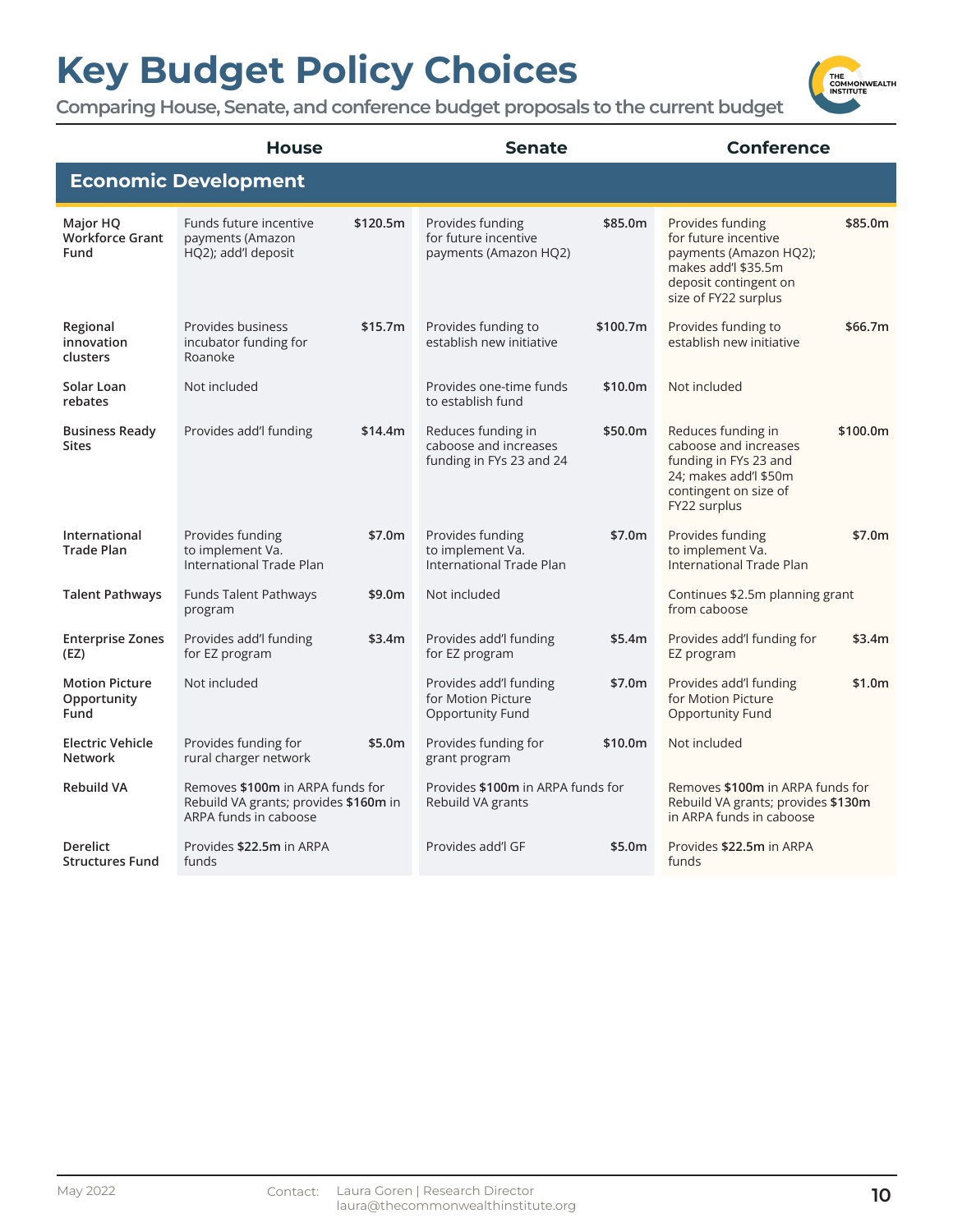# Key Budget Policy Choices

**Comparing House, Senate, and conference budget proposals to the current budget**

| | House | | Senate | | Conference | |
|---|---|---|---|---|---|---|
| **Economic Development** | | | | | | |
| **Major HQ Workforce Grant Fund** | Funds future incentive payments (Amazon HQ2); add'l deposit | **$120.5m** | Provides funding for future incentive payments (Amazon HQ2) | **$85.0m** | Provides funding for future incentive payments (Amazon HQ2); makes add'l $35.5m deposit contingent on size of FY22 surplus | **$85.0m** |
| **Regional innovation clusters** | Provides business incubator funding for Roanoke | **$15.7m** | Provides funding to establish new initiative | **$100.7m** | Provides funding to establish new initiative | **$66.7m** |
| **Solar Loan rebates** | Not included | | Provides one-time funds to establish fund | **$10.0m** | Not included | |
| **Business Ready Sites** | Provides add'l funding | **$14.4m** | Reduces funding in caboose and increases funding in FYs 23 and 24 | **$50.0m** | Reduces funding in caboose and increases funding in FYs 23 and 24; makes add'l $50m contingent on size of FY22 surplus | **$100.0m** |
| **International Trade Plan** | Provides funding to implement Va. International Trade Plan | **$7.0m** | Provides funding to implement Va. International Trade Plan | **$7.0m** | Provides funding to implement Va. International Trade Plan | **$7.0m** |
| **Talent Pathways** | Funds Talent Pathways program | **$9.0m** | Not included | | Continues $2.5m planning grant from caboose | |
| **Enterprise Zones (EZ)** | Provides add'l funding for EZ program | **$3.4m** | Provides add'l funding for EZ program | **$5.4m** | Provides add'l funding for EZ program | **$3.4m** |
| **Motion Picture Opportunity Fund** | Not included | | Provides add'l funding for Motion Picture Opportunity Fund | **$7.0m** | Provides add'l funding for Motion Picture Opportunity Fund | **$1.0m** |
| **Electric Vehicle Network** | Provides funding for rural charger network | **$5.0m** | Provides funding for grant program | **$10.0m** | Not included | |
| **Rebuild VA** | Removes **$100m** in ARPA funds for Rebuild VA grants; provides **$160m** in ARPA funds in caboose | | Provides **$100m** in ARPA funds for Rebuild VA grants | | Removes **$100m** in ARPA funds for Rebuild VA grants; provides **$130m** in ARPA funds in caboose | |
| **Derelict Structures Fund** | Provides **$22.5m** in ARPA funds | | Provides add'l GF | **$5.0m** | Provides **$22.5m** in ARPA funds | |

May 2022

Contact: Laura Goren | Research Director
laura@thecommonwealthinstitute.org